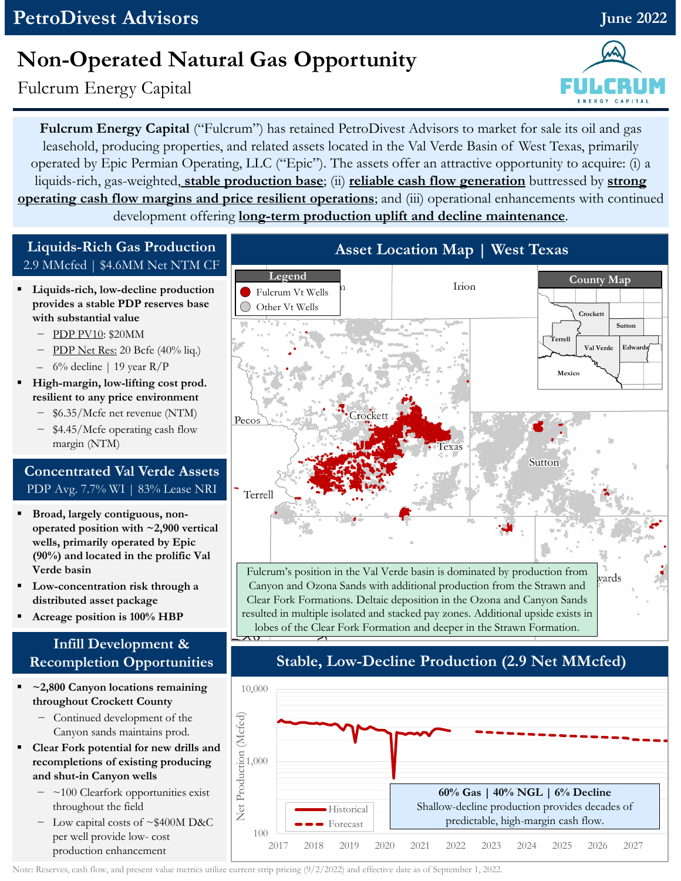PetroDivest Advisors

June 2022

# Non-Operated Natural Gas Opportunity

Fulcrum Energy Capital

FULCRUM ENERGY CAPITAL

**Fulcrum Energy Capital** ("Fulcrum") has retained PetroDivest Advisors to market for sale its oil and gas leasehold, producing properties, and related assets located in the Val Verde Basin of West Texas, primarily operated by Epic Permian Operating, LLC ("Epic"). The assets offer an attractive opportunity to acquire: (i) a liquids-rich, gas-weighted, **stable production base**; (ii) **reliable cash flow generation** buttressed by **strong operating cash flow margins and price resilient operations**; and (iii) operational enhancements with continued development offering **long-term production uplift and decline maintenance**.

## Liquids-Rich Gas Production

2.9 MMcfed | $4.6MM Net NTM CF

- **Liquids-rich, low-decline production provides a stable PDP reserves base with substantial value**
  - PDP PV10: $20MM
  - PDP Net Res: 20 Bcfe (40% liq.)
  - 6% decline | 19 year R/P
- **High-margin, low-lifting cost prod. resilient to any price environment**
  - $6.35/Mcfe net revenue (NTM)
  - $4.45/Mcfe operating cash flow margin (NTM)

## Concentrated Val Verde Assets

PDP Avg. 7.7% WI | 83% Lease NRI

- **Broad, largely contiguous, non-operated position with ~2,900 vertical wells, primarily operated by Epic (90%) and located in the prolific Val Verde basin**
- **Low-concentration risk through a distributed asset package**
- **Acreage position is 100% HBP**

## Infill Development & Recompletion Opportunities

- **~2,800 Canyon locations remaining throughout Crockett County**
  - Continued development of the Canyon sands maintains prod.
- **Clear Fork potential for new drills and recompletions of existing producing and shut-in Canyon wells**
  - ~100 Clearfork opportunities exist throughout the field
  - Low capital costs of ~$400M D&C per well provide low- cost production enhancement

## Asset Location Map | West Texas

Legend: Fulcrum Vt Wells; Other Vt Wells

County Map: Crockett, Sutton, Terrell, Val Verde, Edwards, Mexico

Map labels: Irion, Crockett, Pecos, Texas, Sutton, Terrell, Edwards

Fulcrum's position in the Val Verde basin is dominated by production from Canyon and Ozona Sands with additional production from the Strawn and Clear Fork Formations. Deltaic deposition in the Ozona and Canyon Sands resulted in multiple isolated and stacked pay zones. Additional upside exists in lobes of the Clear Fork Formation and deeper in the Strawn Formation.

## Stable, Low-Decline Production (2.9 Net MMcfed)

Net Production (Mcfed): 100 – 1,000 – 10,000; years 2017–2027; Historical / Forecast

**60% Gas | 40% NGL | 6% Decline**
Shallow-decline production provides decades of predictable, high-margin cash flow.

Note: Reserves, cash flow, and present value metrics utilize current strip pricing (9/2/2022) and effective date as of September 1, 2022.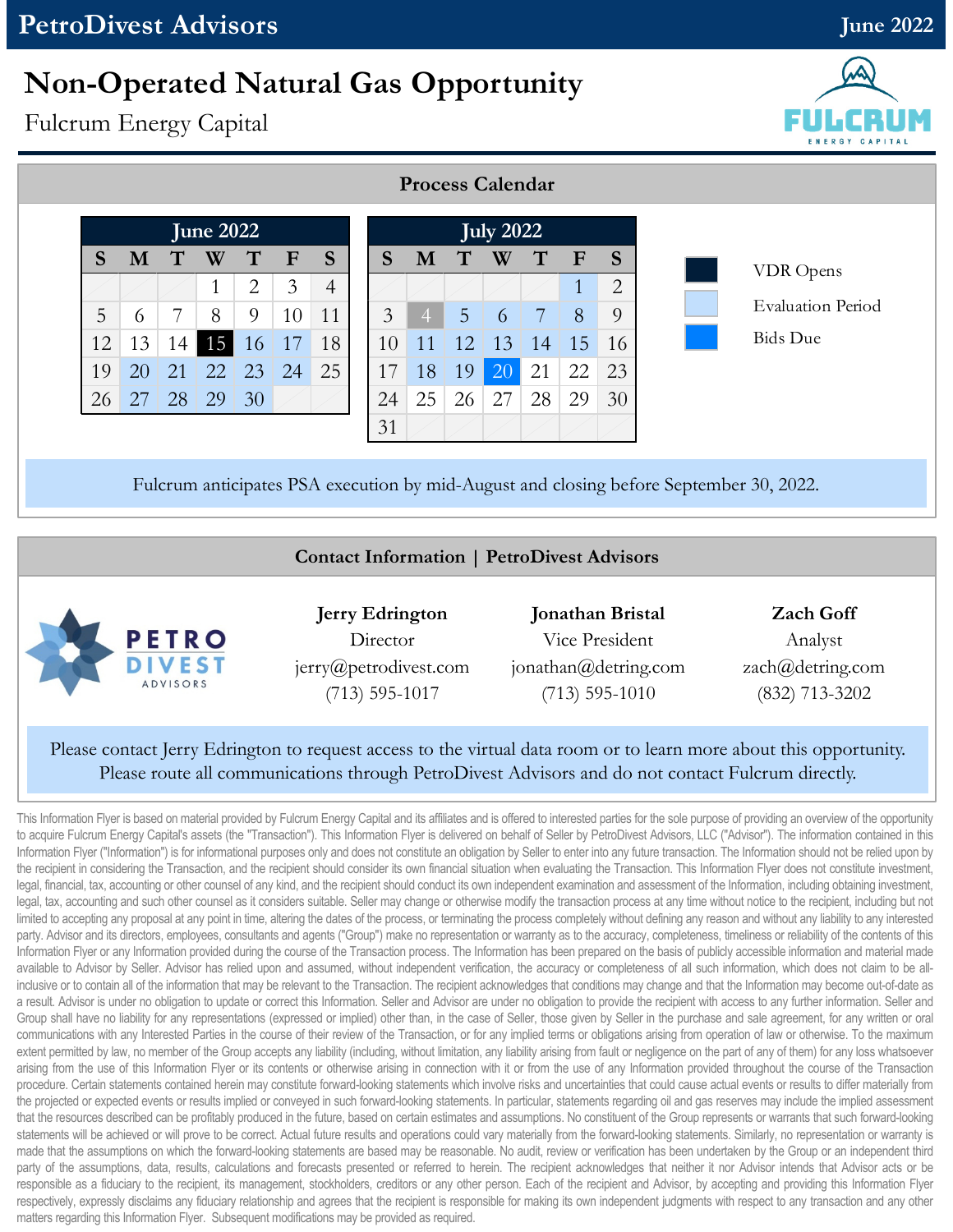# PetroDivest Advisors

June 2022

## Non-Operated Natural Gas Opportunity

Fulcrum Energy Capital

FULCRUM ENERGY CAPITAL

### Process Calendar

| June 2022 | | | | | | |
|---|---|---|---|---|---|---|
| S | M | T | W | T | F | S |
| | | | 1 | 2 | 3 | 4 |
| 5 | 6 | 7 | 8 | 9 | 10 | 11 |
| 12 | 13 | 14 | 15 | 16 | 17 | 18 |
| 19 | 20 | 21 | 22 | 23 | 24 | 25 |
| 26 | 27 | 28 | 29 | 30 | | |

| July 2022 | | | | | | |
|---|---|---|---|---|---|---|
| S | M | T | W | T | F | S |
| | | | | | 1 | 2 |
| 3 | 4 | 5 | 6 | 7 | 8 | 9 |
| 10 | 11 | 12 | 13 | 14 | 15 | 16 |
| 17 | 18 | 19 | 20 | 21 | 22 | 23 |
| 24 | 25 | 26 | 27 | 28 | 29 | 30 |
| 31 | | | | | | |

- VDR Opens
- Evaluation Period
- Bids Due

Fulcrum anticipates PSA execution by mid-August and closing before September 30, 2022.

### Contact Information | PetroDivest Advisors

PETRO DIVEST ADVISORS

| Jerry Edrington | Jonathan Bristal | Zach Goff |
|---|---|---|
| Director | Vice President | Analyst |
| jerry@petrodivest.com | jonathan@detring.com | zach@detring.com |
| (713) 595-1017 | (713) 595-1010 | (832) 713-3202 |

Please contact Jerry Edrington to request access to the virtual data room or to learn more about this opportunity.
Please route all communications through PetroDivest Advisors and do not contact Fulcrum directly.

This Information Flyer is based on material provided by Fulcrum Energy Capital and its affiliates and is offered to interested parties for the sole purpose of providing an overview of the opportunity to acquire Fulcrum Energy Capital's assets (the "Transaction"). This Information Flyer is delivered on behalf of Seller by PetroDivest Advisors, LLC ("Advisor"). The information contained in this Information Flyer ("Information") is for informational purposes only and does not constitute an obligation by Seller to enter into any future transaction. The Information should not be relied upon by the recipient in considering the Transaction, and the recipient should consider its own financial situation when evaluating the Transaction. This Information Flyer does not constitute investment, legal, financial, tax, accounting or other counsel of any kind, and the recipient should conduct its own independent examination and assessment of the Information, including obtaining investment, legal, tax, accounting and such other counsel as it considers suitable. Seller may change or otherwise modify the transaction process at any time without notice to the recipient, including but not limited to accepting any proposal at any point in time, altering the dates of the process, or terminating the process completely without defining any reason and without any liability to any interested party. Advisor and its directors, employees, consultants and agents ("Group") make no representation or warranty as to the accuracy, completeness, timeliness or reliability of the contents of this Information Flyer or any Information provided during the course of the Transaction process. The Information has been prepared on the basis of publicly accessible information and material made available to Advisor by Seller. Advisor has relied upon and assumed, without independent verification, the accuracy or completeness of all such information, which does not claim to be all-inclusive or to contain all of the information that may be relevant to the Transaction. The recipient acknowledges that conditions may change and that the Information may become out-of-date as a result. Advisor is under no obligation to update or correct this Information. Seller and Advisor are under no obligation to provide the recipient with access to any further information. Seller and Group shall have no liability for any representations (expressed or implied) other than, in the case of Seller, those given by Seller in the purchase and sale agreement, for any written or oral communications with any Interested Parties in the course of their review of the Transaction, or for any implied terms or obligations arising from operation of law or otherwise. To the maximum extent permitted by law, no member of the Group accepts any liability (including, without limitation, any liability arising from fault or negligence on the part of any of them) for any loss whatsoever arising from the use of this Information Flyer or its contents or otherwise arising in connection with it or from the use of any Information provided throughout the course of the Transaction procedure. Certain statements contained herein may constitute forward-looking statements which involve risks and uncertainties that could cause actual events or results to differ materially from the projected or expected events or results implied or conveyed in such forward-looking statements. In particular, statements regarding oil and gas reserves may include the implied assessment that the resources described can be profitably produced in the future, based on certain estimates and assumptions. No constituent of the Group represents or warrants that such forward-looking statements will be achieved or will prove to be correct. Actual future results and operations could vary materially from the forward-looking statements. Similarly, no representation or warranty is made that the assumptions on which the forward-looking statements are based may be reasonable. No audit, review or verification has been undertaken by the Group or an independent third party of the assumptions, data, results, calculations and forecasts presented or referred to herein. The recipient acknowledges that neither it nor Advisor intends that Advisor acts or be responsible as a fiduciary to the recipient, its management, stockholders, creditors or any other person. Each of the recipient and Advisor, by accepting and providing this Information Flyer respectively, expressly disclaims any fiduciary relationship and agrees that the recipient is responsible for making its own independent judgments with respect to any transaction and any other matters regarding this Information Flyer. Subsequent modifications may be provided as required.